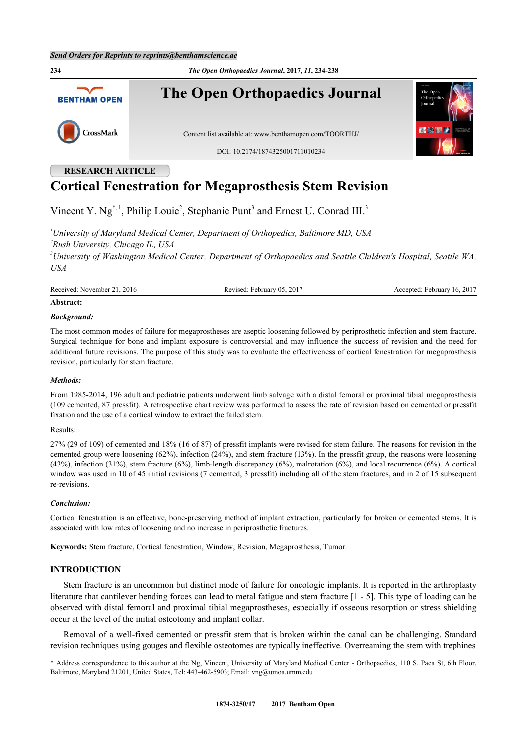## RESEARCH ARTICLE

# Cortical Fenestration for Megaprosthesis Stem Revision

Vincent Y. Ng[*,1], Philip Louie[2], Stephanie Punt[3] and Ernest U. Conrad III.[3]

[1]*University of Maryland Medical Center, Department of Orthopedics, Baltimore MD, USA*
[2]*Rush University, Chicago IL, USA*
[3]*University of Washington Medical Center, Department of Orthopaedics and Seattle Children's Hospital, Seattle WA, USA*

Received: November 21, 2016 | Revised: February 05, 2017 | Accepted: February 16, 2017

**Abstract:**

***Background:***

The most common modes of failure for megaprostheses are aseptic loosening followed by periprosthetic infection and stem fracture. Surgical technique for bone and implant exposure is controversial and may influence the success of revision and the need for additional future revisions. The purpose of this study was to evaluate the effectiveness of cortical fenestration for megaprosthesis revision, particularly for stem fracture.

***Methods:***

From 1985-2014, 196 adult and pediatric patients underwent limb salvage with a distal femoral or proximal tibial megaprosthesis (109 cemented, 87 pressfit). A retrospective chart review was performed to assess the rate of revision based on cemented or pressfit fixation and the use of a cortical window to extract the failed stem.

Results:

27% (29 of 109) of cemented and 18% (16 of 87) of pressfit implants were revised for stem failure. The reasons for revision in the cemented group were loosening (62%), infection (24%), and stem fracture (13%). In the pressfit group, the reasons were loosening (43%), infection (31%), stem fracture (6%), limb-length discrepancy (6%), malrotation (6%), and local recurrence (6%). A cortical window was used in 10 of 45 initial revisions (7 cemented, 3 pressfit) including all of the stem fractures, and in 2 of 15 subsequent re-revisions.

***Conclusion:***

Cortical fenestration is an effective, bone-preserving method of implant extraction, particularly for broken or cemented stems. It is associated with low rates of loosening and no increase in periprosthetic fractures.

**Keywords:** Stem fracture, Cortical fenestration, Window, Revision, Megaprosthesis, Tumor.

## INTRODUCTION

Stem fracture is an uncommon but distinct mode of failure for oncologic implants. It is reported in the arthroplasty literature that cantilever bending forces can lead to metal fatigue and stem fracture [1 - 5]. This type of loading can be observed with distal femoral and proximal tibial megaprostheses, especially if osseous resorption or stress shielding occur at the level of the initial osteotomy and implant collar.

Removal of a well-fixed cemented or pressfit stem that is broken within the canal can be challenging. Standard revision techniques using gouges and flexible osteotomes are typically ineffective. Overreaming the stem with trephines

---

* Address correspondence to this author at the Ng, Vincent, University of Maryland Medical Center - Orthopaedics, 110 S. Paca St, 6th Floor, Baltimore, Maryland 21201, United States, Tel: 443-462-5903; Email: vng@umoa.umm.edu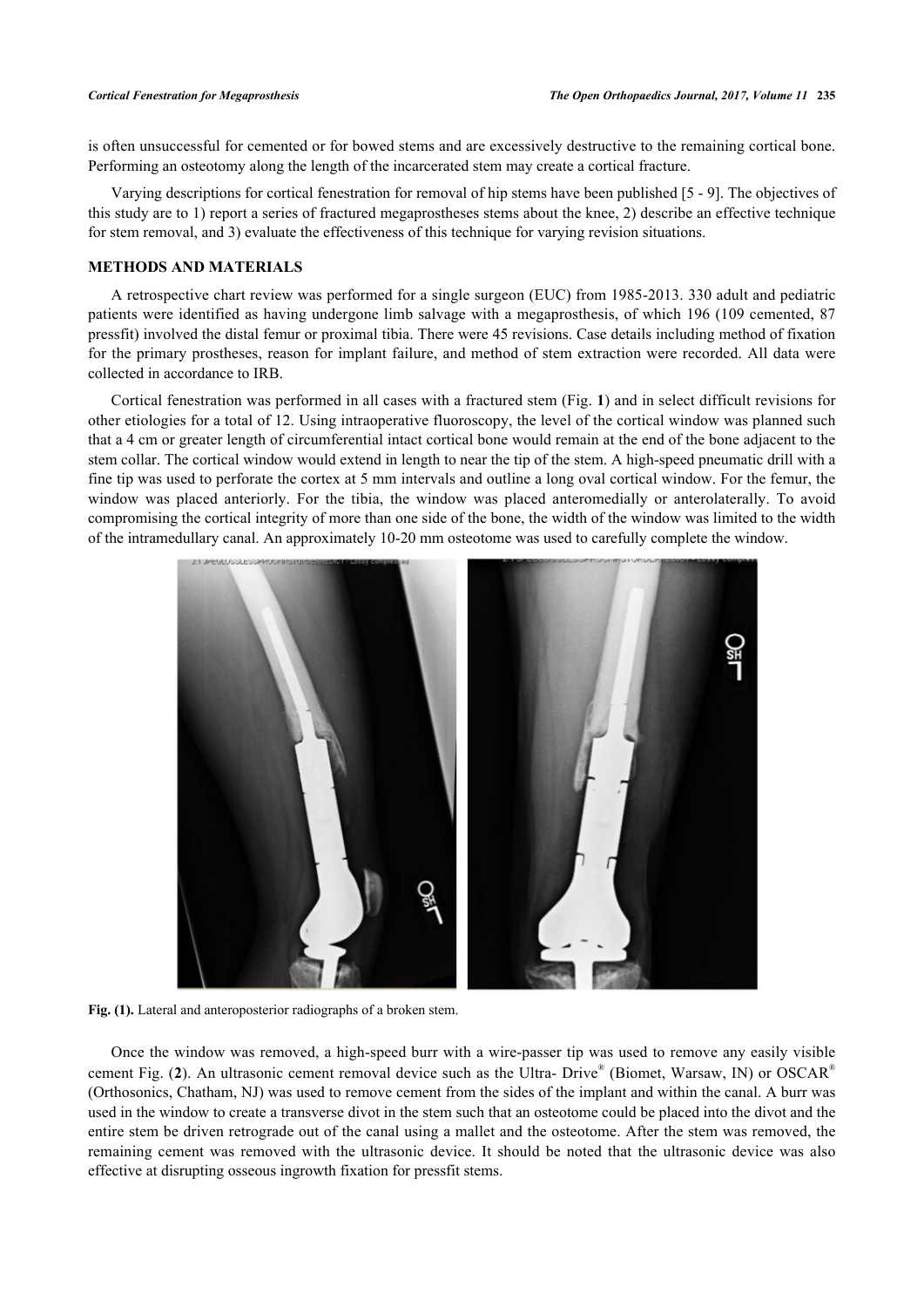is often unsuccessful for cemented or for bowed stems and are excessively destructive to the remaining cortical bone. Performing an osteotomy along the length of the incarcerated stem may create a cortical fracture.

Varying descriptions for cortical fenestration for removal of hip stems have been published [5 - 9]. The objectives of this study are to 1) report a series of fractured megaprostheses stems about the knee, 2) describe an effective technique for stem removal, and 3) evaluate the effectiveness of this technique for varying revision situations.

## METHODS AND MATERIALS

A retrospective chart review was performed for a single surgeon (EUC) from 1985-2013. 330 adult and pediatric patients were identified as having undergone limb salvage with a megaprosthesis, of which 196 (109 cemented, 87 pressfit) involved the distal femur or proximal tibia. There were 45 revisions. Case details including method of fixation for the primary prostheses, reason for implant failure, and method of stem extraction were recorded. All data were collected in accordance to IRB.

Cortical fenestration was performed in all cases with a fractured stem (Fig. **1**) and in select difficult revisions for other etiologies for a total of 12. Using intraoperative fluoroscopy, the level of the cortical window was planned such that a 4 cm or greater length of circumferential intact cortical bone would remain at the end of the bone adjacent to the stem collar. The cortical window would extend in length to near the tip of the stem. A high-speed pneumatic drill with a fine tip was used to perforate the cortex at 5 mm intervals and outline a long oval cortical window. For the femur, the window was placed anteriorly. For the tibia, the window was placed anteromedially or anterolaterally. To avoid compromising the cortical integrity of more than one side of the bone, the width of the window was limited to the width of the intramedullary canal. An approximately 10-20 mm osteotome was used to carefully complete the window.

**Fig. (1).** Lateral and anteroposterior radiographs of a broken stem.

Once the window was removed, a high-speed burr with a wire-passer tip was used to remove any easily visible cement Fig. (**2**). An ultrasonic cement removal device such as the Ultra- Drive® (Biomet, Warsaw, IN) or OSCAR® (Orthosonics, Chatham, NJ) was used to remove cement from the sides of the implant and within the canal. A burr was used in the window to create a transverse divot in the stem such that an osteotome could be placed into the divot and the entire stem be driven retrograde out of the canal using a mallet and the osteotome. After the stem was removed, the remaining cement was removed with the ultrasonic device. It should be noted that the ultrasonic device was also effective at disrupting osseous ingrowth fixation for pressfit stems.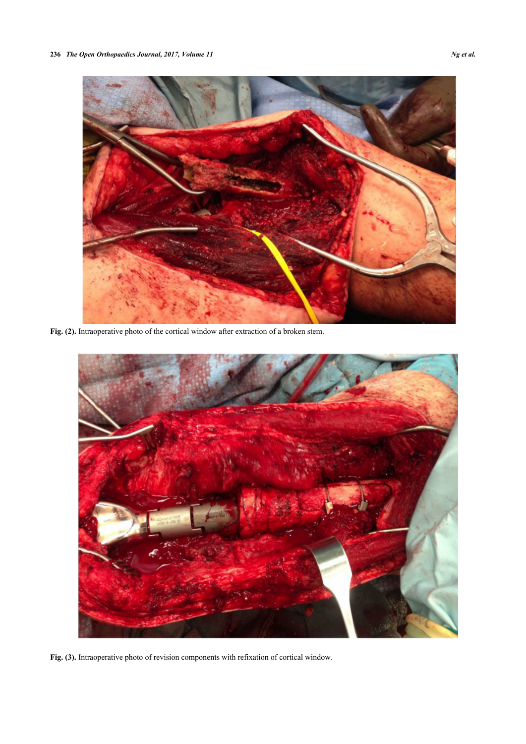Fig. (2). Intraoperative photo of the cortical window after extraction of a broken stem.

Fig. (3). Intraoperative photo of revision components with refixation of cortical window.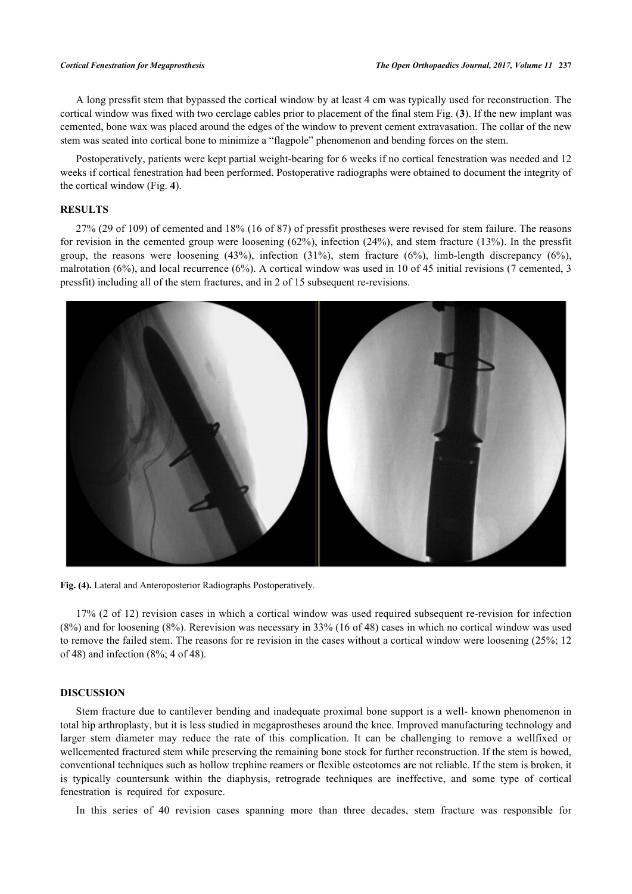A long pressfit stem that bypassed the cortical window by at least 4 cm was typically used for reconstruction. The cortical window was fixed with two cerclage cables prior to placement of the final stem Fig. (**3**). If the new implant was cemented, bone wax was placed around the edges of the window to prevent cement extravasation. The collar of the new stem was seated into cortical bone to minimize a "flagpole" phenomenon and bending forces on the stem.

Postoperatively, patients were kept partial weight-bearing for 6 weeks if no cortical fenestration was needed and 12 weeks if cortical fenestration had been performed. Postoperative radiographs were obtained to document the integrity of the cortical window (Fig. **4**).

## RESULTS

27% (29 of 109) of cemented and 18% (16 of 87) of pressfit prostheses were revised for stem failure. The reasons for revision in the cemented group were loosening (62%), infection (24%), and stem fracture (13%). In the pressfit group, the reasons were loosening (43%), infection (31%), stem fracture (6%), limb-length discrepancy (6%), malrotation (6%), and local recurrence (6%). A cortical window was used in 10 of 45 initial revisions (7 cemented, 3 pressfit) including all of the stem fractures, and in 2 of 15 subsequent re-revisions.

**Fig. (4).** Lateral and Anteroposterior Radiographs Postoperatively.

17% (2 of 12) revision cases in which a cortical window was used required subsequent re-revision for infection (8%) and for loosening (8%). Rerevision was necessary in 33% (16 of 48) cases in which no cortical window was used to remove the failed stem. The reasons for re revision in the cases without a cortical window were loosening (25%; 12 of 48) and infection (8%; 4 of 48).

## DISCUSSION

Stem fracture due to cantilever bending and inadequate proximal bone support is a well- known phenomenon in total hip arthroplasty, but it is less studied in megaprostheses around the knee. Improved manufacturing technology and larger stem diameter may reduce the rate of this complication. It can be challenging to remove a wellfixed or wellcemented fractured stem while preserving the remaining bone stock for further reconstruction. If the stem is bowed, conventional techniques such as hollow trephine reamers or flexible osteotomes are not reliable. If the stem is broken, it is typically countersunk within the diaphysis, retrograde techniques are ineffective, and some type of cortical fenestration is required for exposure.

In this series of 40 revision cases spanning more than three decades, stem fracture was responsible for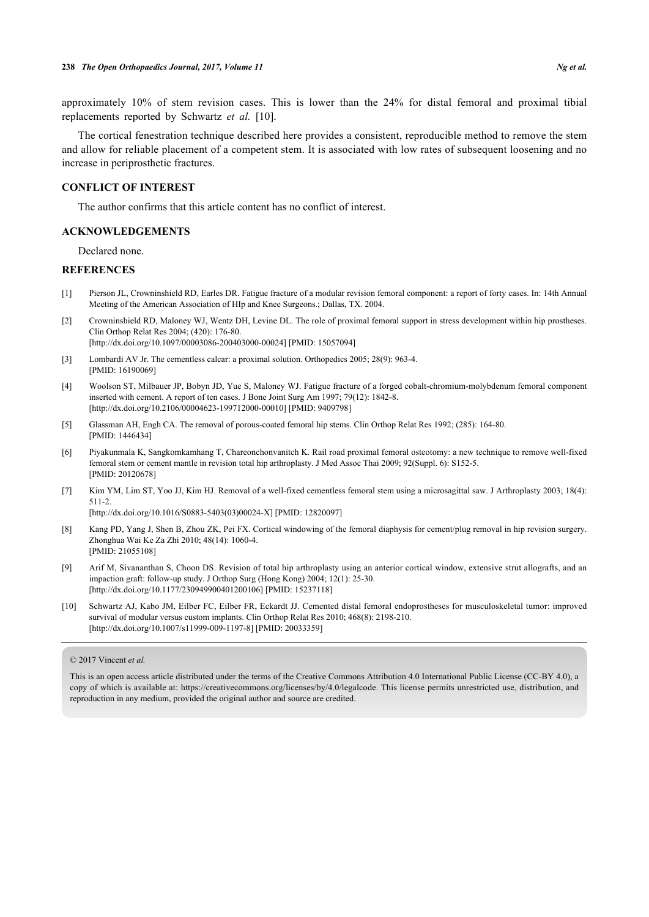approximately 10% of stem revision cases. This is lower than the 24% for distal femoral and proximal tibial replacements reported by Schwartz *et al.* [10].

The cortical fenestration technique described here provides a consistent, reproducible method to remove the stem and allow for reliable placement of a competent stem. It is associated with low rates of subsequent loosening and no increase in periprosthetic fractures.

## CONFLICT OF INTEREST

The author confirms that this article content has no conflict of interest.

## ACKNOWLEDGEMENTS

Declared none.

## REFERENCES

[1] Pierson JL, Crowninshield RD, Earles DR. Fatigue fracture of a modular revision femoral component: a report of forty cases. In: 14th Annual Meeting of the American Association of HIp and Knee Surgeons.; Dallas, TX. 2004.

[2] Crowninshield RD, Maloney WJ, Wentz DH, Levine DL. The role of proximal femoral support in stress development within hip prostheses. Clin Orthop Relat Res 2004; (420): 176-80.
[http://dx.doi.org/10.1097/00003086-200403000-00024] [PMID: 15057094]

[3] Lombardi AV Jr. The cementless calcar: a proximal solution. Orthopedics 2005; 28(9): 963-4.
[PMID: 16190069]

[4] Woolson ST, Milbauer JP, Bobyn JD, Yue S, Maloney WJ. Fatigue fracture of a forged cobalt-chromium-molybdenum femoral component inserted with cement. A report of ten cases. J Bone Joint Surg Am 1997; 79(12): 1842-8.
[http://dx.doi.org/10.2106/00004623-199712000-00010] [PMID: 9409798]

[5] Glassman AH, Engh CA. The removal of porous-coated femoral hip stems. Clin Orthop Relat Res 1992; (285): 164-80.
[PMID: 1446434]

[6] Piyakunmala K, Sangkomkamhang T, Chareonchonvanitch K. Rail road proximal femoral osteotomy: a new technique to remove well-fixed femoral stem or cement mantle in revision total hip arthroplasty. J Med Assoc Thai 2009; 92(Suppl. 6): S152-5.
[PMID: 20120678]

[7] Kim YM, Lim ST, Yoo JJ, Kim HJ. Removal of a well-fixed cementless femoral stem using a microsagittal saw. J Arthroplasty 2003; 18(4): 511-2.
[http://dx.doi.org/10.1016/S0883-5403(03)00024-X] [PMID: 12820097]

[8] Kang PD, Yang J, Shen B, Zhou ZK, Pei FX. Cortical windowing of the femoral diaphysis for cement/plug removal in hip revision surgery. Zhonghua Wai Ke Za Zhi 2010; 48(14): 1060-4.
[PMID: 21055108]

[9] Arif M, Sivananthan S, Choon DS. Revision of total hip arthroplasty using an anterior cortical window, extensive strut allografts, and an impaction graft: follow-up study. J Orthop Surg (Hong Kong) 2004; 12(1): 25-30.
[http://dx.doi.org/10.1177/230949900401200106] [PMID: 15237118]

[10] Schwartz AJ, Kabo JM, Eilber FC, Eilber FR, Eckardt JJ. Cemented distal femoral endoprostheses for musculoskeletal tumor: improved survival of modular versus custom implants. Clin Orthop Relat Res 2010; 468(8): 2198-210.
[http://dx.doi.org/10.1007/s11999-009-1197-8] [PMID: 20033359]

---

© 2017 Vincent *et al.*

This is an open access article distributed under the terms of the Creative Commons Attribution 4.0 International Public License (CC-BY 4.0), a copy of which is available at: https://creativecommons.org/licenses/by/4.0/legalcode. This license permits unrestricted use, distribution, and reproduction in any medium, provided the original author and source are credited.